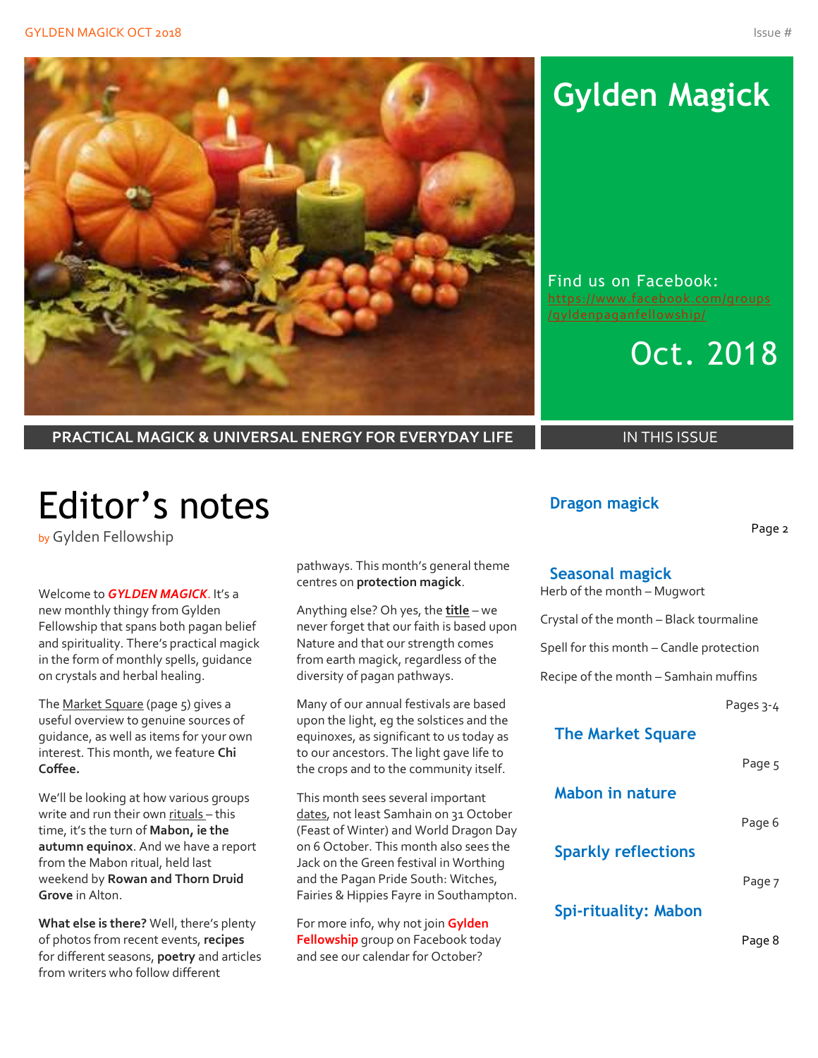# Gylden Magick

Find us on Facebook: https://www.facebook.com/groups/gyldenpaganfellowship/

Oct. 2018

**PRACTICAL MAGICK & UNIVERSAL ENERGY FOR EVERYDAY LIFE**

## IN THIS ISSUE

**Dragon magick** — Page 2

**Seasonal magick**
Herb of the month – Mugwort
Crystal of the month – Black tourmaline
Spell for this month – Candle protection
Recipe of the month – Samhain muffins
Pages 3-4

**The Market Square** — Page 5

**Mabon in nature** — Page 6

**Sparkly reflections** — Page 7

**Spi-rituality: Mabon** — Page 8

# Editor's notes

by Gylden Fellowship

Welcome to ***GYLDEN MAGICK***. It's a new monthly thingy from Gylden Fellowship that spans both pagan belief and spirituality. There's practical magick in the form of monthly spells, guidance on crystals and herbal healing.

The Market Square (page 5) gives a useful overview to genuine sources of guidance, as well as items for your own interest. This month, we feature **Chi Coffee.**

We'll be looking at how various groups write and run their own rituals – this time, it's the turn of **Mabon, ie the autumn equinox**. And we have a report from the Mabon ritual, held last weekend by **Rowan and Thorn Druid Grove** in Alton.

**What else is there?** Well, there's plenty of photos from recent events, **recipes** for different seasons, **poetry** and articles from writers who follow different pathways. This month's general theme centres on **protection magick**.

Anything else? Oh yes, the **title** – we never forget that our faith is based upon Nature and that our strength comes from earth magick, regardless of the diversity of pagan pathways.

Many of our annual festivals are based upon the light, eg the solstices and the equinoxes, as significant to us today as to our ancestors. The light gave life to the crops and to the community itself.

This month sees several important dates, not least Samhain on 31 October (Feast of Winter) and World Dragon Day on 6 October. This month also sees the Jack on the Green festival in Worthing and the Pagan Pride South: Witches, Fairies & Hippies Fayre in Southampton.

For more info, why not join **Gylden Fellowship** group on Facebook today and see our calendar for October?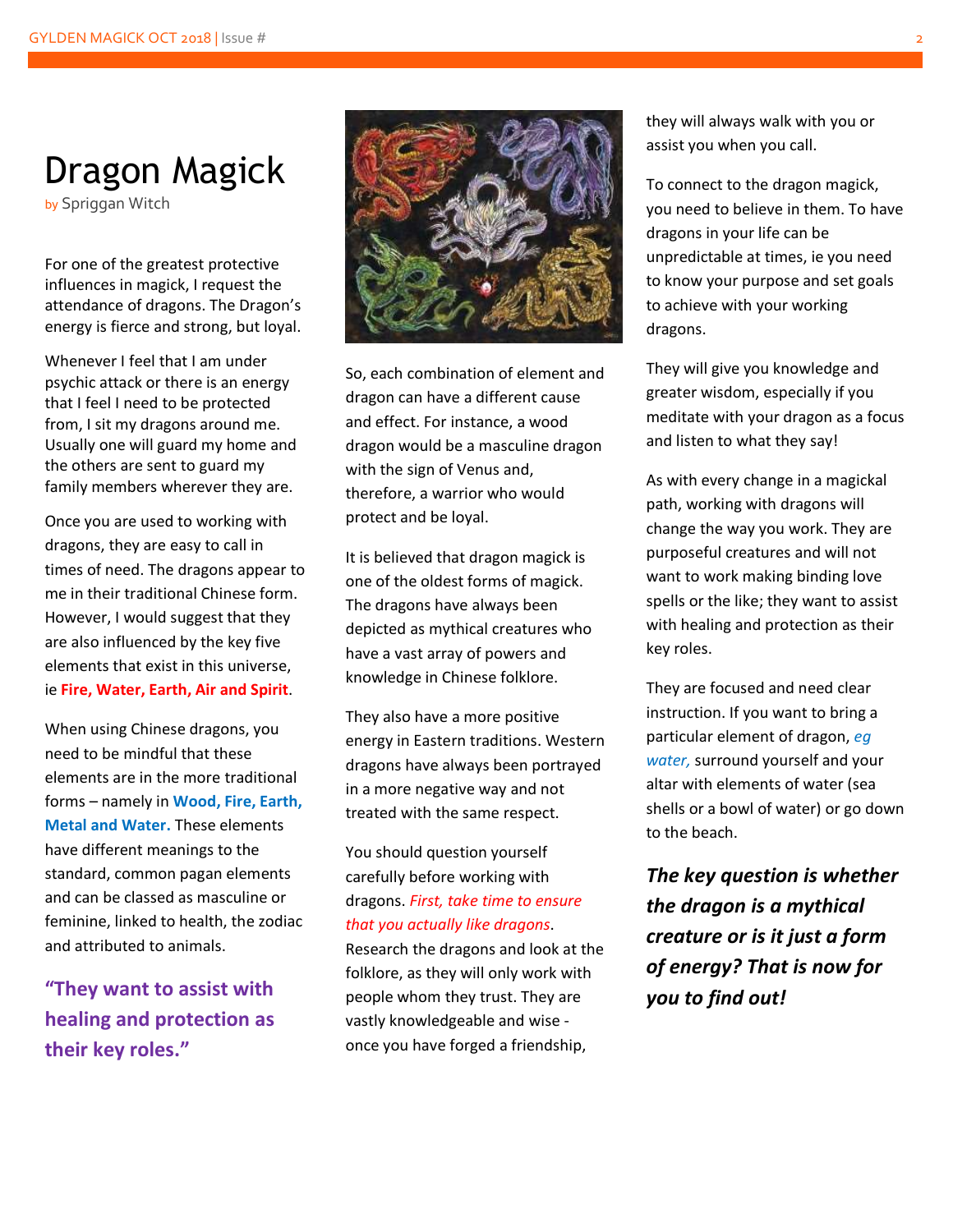# Dragon Magick

by Spriggan Witch

For one of the greatest protective influences in magick, I request the attendance of dragons. The Dragon's energy is fierce and strong, but loyal.

Whenever I feel that I am under psychic attack or there is an energy that I feel I need to be protected from, I sit my dragons around me. Usually one will guard my home and the others are sent to guard my family members wherever they are.

Once you are used to working with dragons, they are easy to call in times of need. The dragons appear to me in their traditional Chinese form. However, I would suggest that they are also influenced by the key five elements that exist in this universe, ie **Fire, Water, Earth, Air and Spirit**.

When using Chinese dragons, you need to be mindful that these elements are in the more traditional forms – namely in **Wood, Fire, Earth, Metal and Water.** These elements have different meanings to the standard, common pagan elements and can be classed as masculine or feminine, linked to health, the zodiac and attributed to animals.

**"They want to assist with healing and protection as their key roles."**

So, each combination of element and dragon can have a different cause and effect. For instance, a wood dragon would be a masculine dragon with the sign of Venus and, therefore, a warrior who would protect and be loyal.

It is believed that dragon magick is one of the oldest forms of magick. The dragons have always been depicted as mythical creatures who have a vast array of powers and knowledge in Chinese folklore.

They also have a more positive energy in Eastern traditions. Western dragons have always been portrayed in a more negative way and not treated with the same respect.

You should question yourself carefully before working with dragons. *First, take time to ensure that you actually like dragons*. Research the dragons and look at the folklore, as they will only work with people whom they trust. They are vastly knowledgeable and wise - once you have forged a friendship, they will always walk with you or assist you when you call.

To connect to the dragon magick, you need to believe in them. To have dragons in your life can be unpredictable at times, ie you need to know your purpose and set goals to achieve with your working dragons.

They will give you knowledge and greater wisdom, especially if you meditate with your dragon as a focus and listen to what they say!

As with every change in a magickal path, working with dragons will change the way you work. They are purposeful creatures and will not want to work making binding love spells or the like; they want to assist with healing and protection as their key roles.

They are focused and need clear instruction. If you want to bring a particular element of dragon, *eg water,* surround yourself and your altar with elements of water (sea shells or a bowl of water) or go down to the beach.

***The key question is whether the dragon is a mythical creature or is it just a form of energy? That is now for you to find out!***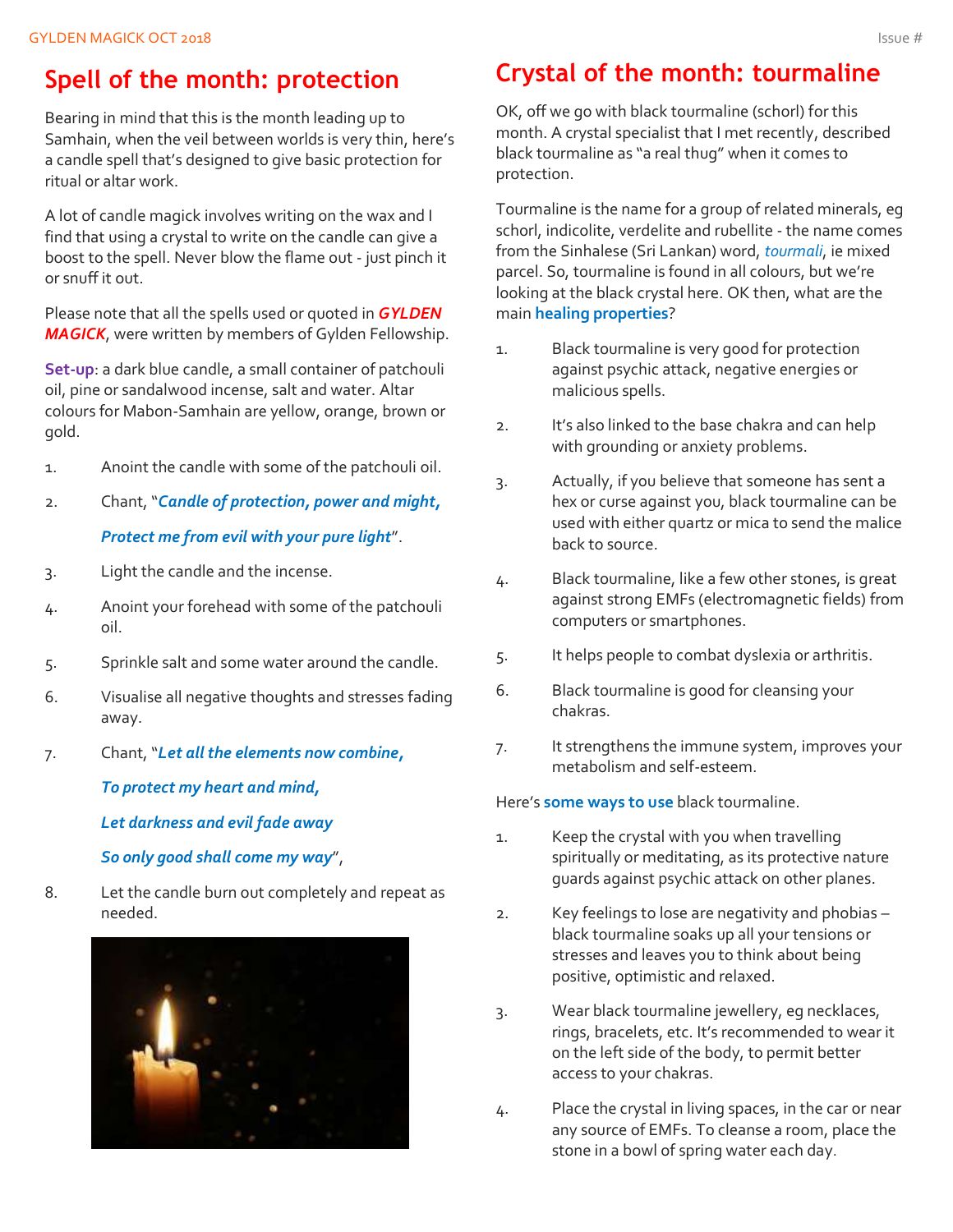## Spell of the month: protection

Bearing in mind that this is the month leading up to Samhain, when the veil between worlds is very thin, here's a candle spell that's designed to give basic protection for ritual or altar work.

A lot of candle magick involves writing on the wax and I find that using a crystal to write on the candle can give a boost to the spell. Never blow the flame out - just pinch it or snuff it out.

Please note that all the spells used or quoted in ***GYLDEN MAGICK***, were written by members of Gylden Fellowship.

**Set-up**: a dark blue candle, a small container of patchouli oil, pine or sandalwood incense, salt and water. Altar colours for Mabon-Samhain are yellow, orange, brown or gold.

1. Anoint the candle with some of the patchouli oil.
2. Chant, "***Candle of protection, power and might,***

   ***Protect me from evil with your pure light***".
3. Light the candle and the incense.
4. Anoint your forehead with some of the patchouli oil.
5. Sprinkle salt and some water around the candle.
6. Visualise all negative thoughts and stresses fading away.
7. Chant, "***Let all the elements now combine,***

   ***To protect my heart and mind,***

   ***Let darkness and evil fade away***

   ***So only good shall come my way***",
8. Let the candle burn out completely and repeat as needed.

## Crystal of the month: tourmaline

OK, off we go with black tourmaline (schorl) for this month. A crystal specialist that I met recently, described black tourmaline as "a real thug" when it comes to protection.

Tourmaline is the name for a group of related minerals, eg schorl, indicolite, verdelite and rubellite - the name comes from the Sinhalese (Sri Lankan) word, *tourmali*, ie mixed parcel. So, tourmaline is found in all colours, but we're looking at the black crystal here. OK then, what are the main **healing properties**?

1. Black tourmaline is very good for protection against psychic attack, negative energies or malicious spells.
2. It's also linked to the base chakra and can help with grounding or anxiety problems.
3. Actually, if you believe that someone has sent a hex or curse against you, black tourmaline can be used with either quartz or mica to send the malice back to source.
4. Black tourmaline, like a few other stones, is great against strong EMFs (electromagnetic fields) from computers or smartphones.
5. It helps people to combat dyslexia or arthritis.
6. Black tourmaline is good for cleansing your chakras.
7. It strengthens the immune system, improves your metabolism and self-esteem.

Here's **some ways to use** black tourmaline.

1. Keep the crystal with you when travelling spiritually or meditating, as its protective nature guards against psychic attack on other planes.
2. Key feelings to lose are negativity and phobias – black tourmaline soaks up all your tensions or stresses and leaves you to think about being positive, optimistic and relaxed.
3. Wear black tourmaline jewellery, eg necklaces, rings, bracelets, etc. It's recommended to wear it on the left side of the body, to permit better access to your chakras.
4. Place the crystal in living spaces, in the car or near any source of EMFs. To cleanse a room, place the stone in a bowl of spring water each day.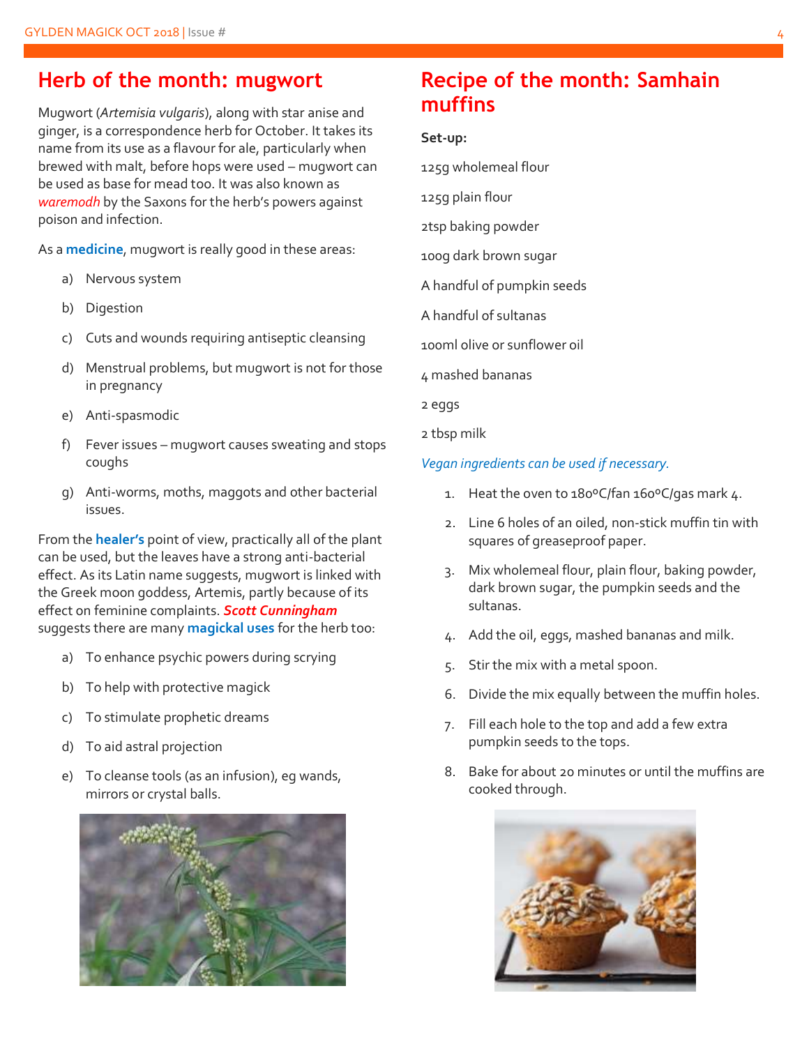## Herb of the month: mugwort

Mugwort (*Artemisia vulgaris*), along with star anise and ginger, is a correspondence herb for October. It takes its name from its use as a flavour for ale, particularly when brewed with malt, before hops were used – mugwort can be used as base for mead too. It was also known as *waremodh* by the Saxons for the herb's powers against poison and infection.

As a **medicine**, mugwort is really good in these areas:

a) Nervous system

b) Digestion

c) Cuts and wounds requiring antiseptic cleansing

d) Menstrual problems, but mugwort is not for those in pregnancy

e) Anti-spasmodic

f) Fever issues – mugwort causes sweating and stops coughs

g) Anti-worms, moths, maggots and other bacterial issues.

From the **healer's** point of view, practically all of the plant can be used, but the leaves have a strong anti-bacterial effect. As its Latin name suggests, mugwort is linked with the Greek moon goddess, Artemis, partly because of its effect on feminine complaints. ***Scott Cunningham*** suggests there are many **magickal uses** for the herb too:

a) To enhance psychic powers during scrying

b) To help with protective magick

c) To stimulate prophetic dreams

d) To aid astral projection

e) To cleanse tools (as an infusion), eg wands, mirrors or crystal balls.

## Recipe of the month: Samhain muffins

**Set-up:**

125g wholemeal flour

125g plain flour

2tsp baking powder

100g dark brown sugar

A handful of pumpkin seeds

A handful of sultanas

100ml olive or sunflower oil

4 mashed bananas

2 eggs

2 tbsp milk

*Vegan ingredients can be used if necessary.*

1. Heat the oven to 180ºC/fan 160ºC/gas mark 4.
2. Line 6 holes of an oiled, non-stick muffin tin with squares of greaseproof paper.
3. Mix wholemeal flour, plain flour, baking powder, dark brown sugar, the pumpkin seeds and the sultanas.
4. Add the oil, eggs, mashed bananas and milk.
5. Stir the mix with a metal spoon.
6. Divide the mix equally between the muffin holes.
7. Fill each hole to the top and add a few extra pumpkin seeds to the tops.
8. Bake for about 20 minutes or until the muffins are cooked through.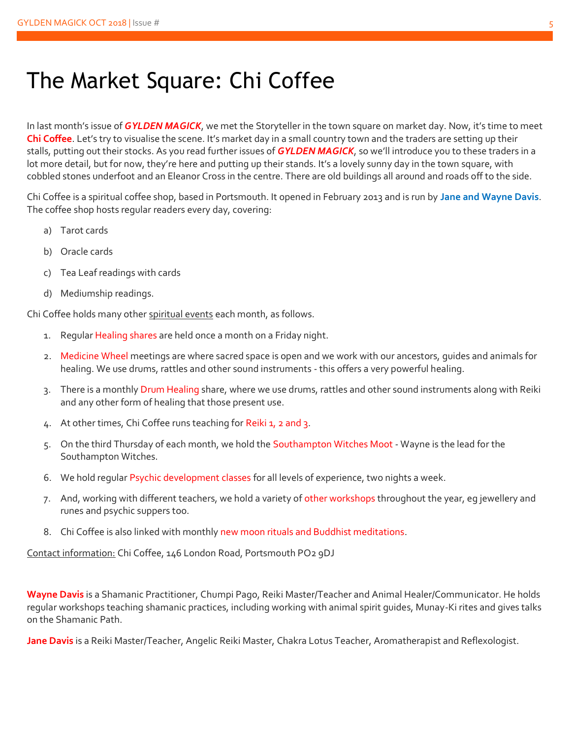# The Market Square: Chi Coffee

In last month's issue of ***GYLDEN MAGICK***, we met the Storyteller in the town square on market day. Now, it's time to meet **Chi Coffee**. Let's try to visualise the scene. It's market day in a small country town and the traders are setting up their stalls, putting out their stocks. As you read further issues of ***GYLDEN MAGICK***, so we'll introduce you to these traders in a lot more detail, but for now, they're here and putting up their stands. It's a lovely sunny day in the town square, with cobbled stones underfoot and an Eleanor Cross in the centre. There are old buildings all around and roads off to the side.

Chi Coffee is a spiritual coffee shop, based in Portsmouth. It opened in February 2013 and is run by **Jane and Wayne Davis**. The coffee shop hosts regular readers every day, covering:

a) Tarot cards

b) Oracle cards

c) Tea Leaf readings with cards

d) Mediumship readings.

Chi Coffee holds many other spiritual events each month, as follows.

1. Regular Healing shares are held once a month on a Friday night.
2. Medicine Wheel meetings are where sacred space is open and we work with our ancestors, guides and animals for healing. We use drums, rattles and other sound instruments - this offers a very powerful healing.
3. There is a monthly Drum Healing share, where we use drums, rattles and other sound instruments along with Reiki and any other form of healing that those present use.
4. At other times, Chi Coffee runs teaching for Reiki 1, 2 and 3.
5. On the third Thursday of each month, we hold the Southampton Witches Moot - Wayne is the lead for the Southampton Witches.
6. We hold regular Psychic development classes for all levels of experience, two nights a week.
7. And, working with different teachers, we hold a variety of other workshops throughout the year, eg jewellery and runes and psychic suppers too.
8. Chi Coffee is also linked with monthly new moon rituals and Buddhist meditations.

Contact information: Chi Coffee, 146 London Road, Portsmouth PO2 9DJ

**Wayne Davis** is a Shamanic Practitioner, Chumpi Pago, Reiki Master/Teacher and Animal Healer/Communicator. He holds regular workshops teaching shamanic practices, including working with animal spirit guides, Munay-Ki rites and gives talks on the Shamanic Path.

**Jane Davis** is a Reiki Master/Teacher, Angelic Reiki Master, Chakra Lotus Teacher, Aromatherapist and Reflexologist.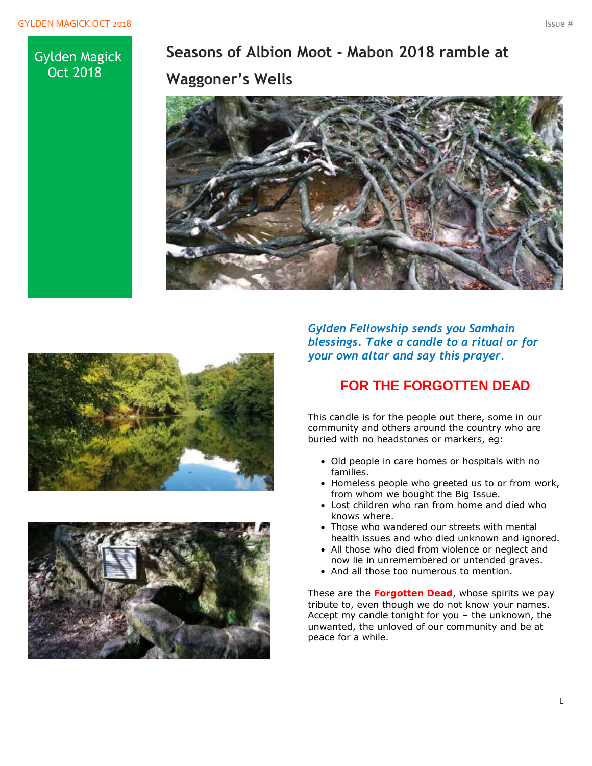Gylden Magick Oct 2018

# Seasons of Albion Moot - Mabon 2018 ramble at Waggoner's Wells

***Gylden Fellowship sends you Samhain blessings. Take a candle to a ritual or for your own altar and say this prayer.***

## FOR THE FORGOTTEN DEAD

This candle is for the people out there, some in our community and others around the country who are buried with no headstones or markers, eg:

- Old people in care homes or hospitals with no families.
- Homeless people who greeted us to or from work, from whom we bought the Big Issue.
- Lost children who ran from home and died who knows where.
- Those who wandered our streets with mental health issues and who died unknown and ignored.
- All those who died from violence or neglect and now lie in unremembered or untended graves.
- And all those too numerous to mention.

These are the **Forgotten Dead**, whose spirits we pay tribute to, even though we do not know your names. Accept my candle tonight for you – the unknown, the unwanted, the unloved of our community and be at peace for a while.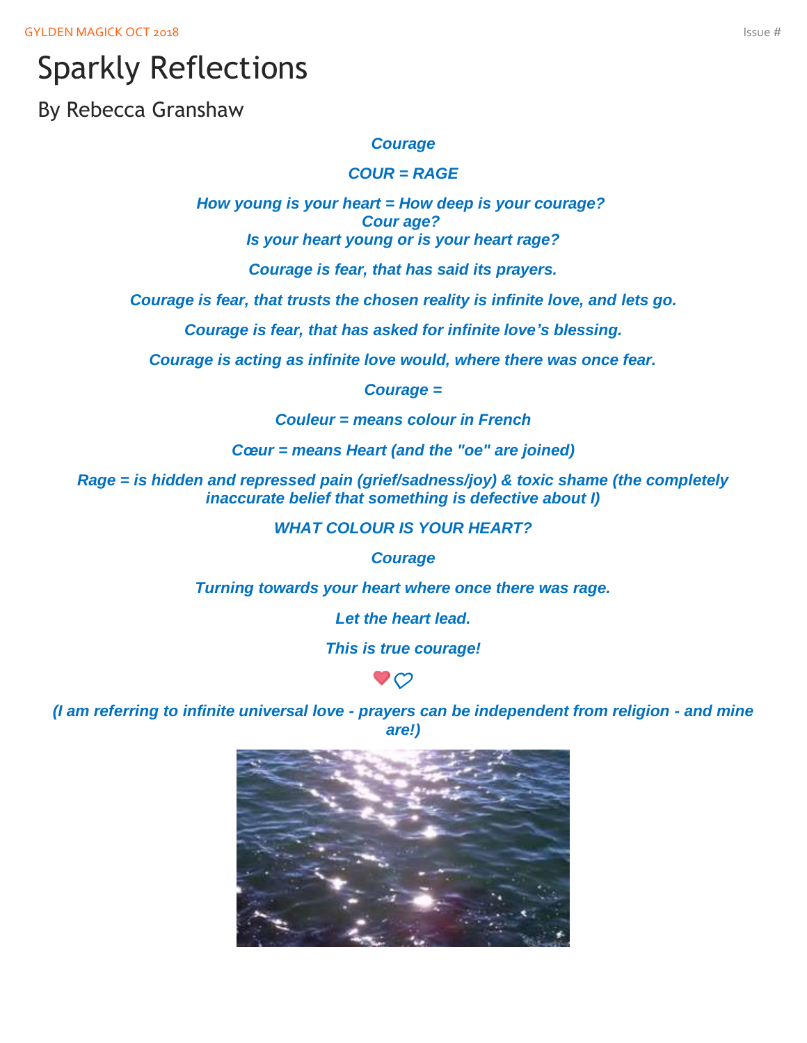# Sparkly Reflections

## By Rebecca Granshaw

***Courage***

***COUR = RAGE***

***How young is your heart = How deep is your courage?***
***Cour age?***
***Is your heart young or is your heart rage?***

***Courage is fear, that has said its prayers.***

***Courage is fear, that trusts the chosen reality is infinite love, and lets go.***

***Courage is fear, that has asked for infinite love's blessing.***

***Courage is acting as infinite love would, where there was once fear.***

***Courage =***

***Couleur = means colour in French***

***Cœur = means Heart (and the "oe" are joined)***

***Rage = is hidden and repressed pain (grief/sadness/joy) & toxic shame (the completely inaccurate belief that something is defective about I)***

***WHAT COLOUR IS YOUR HEART?***

***Courage***

***Turning towards your heart where once there was rage.***

***Let the heart lead.***

***This is true courage!***

❤️ ♡

***(I am referring to infinite universal love - prayers can be independent from religion - and mine are!)***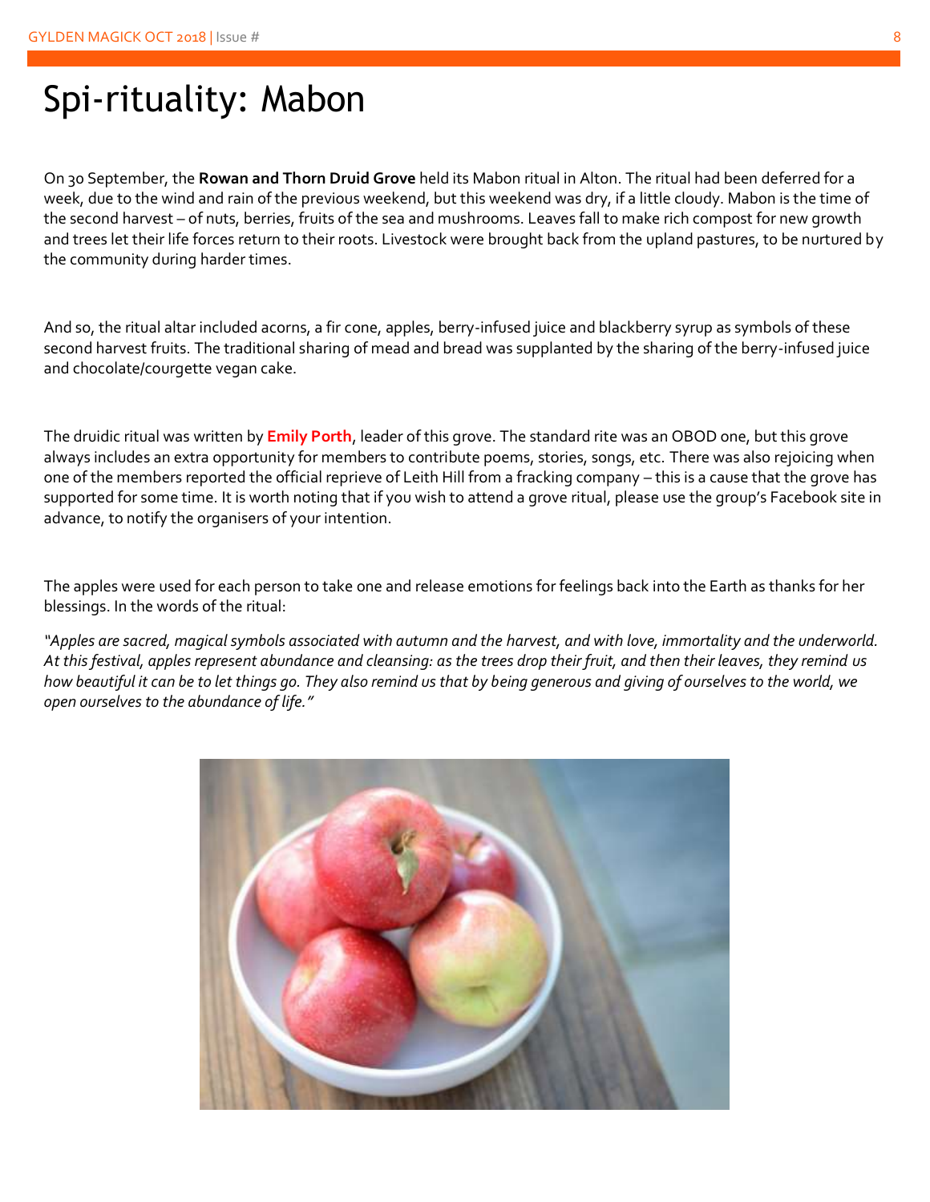# Spi-rituality: Mabon

On 30 September, the **Rowan and Thorn Druid Grove** held its Mabon ritual in Alton. The ritual had been deferred for a week, due to the wind and rain of the previous weekend, but this weekend was dry, if a little cloudy. Mabon is the time of the second harvest – of nuts, berries, fruits of the sea and mushrooms. Leaves fall to make rich compost for new growth and trees let their life forces return to their roots. Livestock were brought back from the upland pastures, to be nurtured by the community during harder times.

And so, the ritual altar included acorns, a fir cone, apples, berry-infused juice and blackberry syrup as symbols of these second harvest fruits. The traditional sharing of mead and bread was supplanted by the sharing of the berry-infused juice and chocolate/courgette vegan cake.

The druidic ritual was written by **Emily Porth**, leader of this grove. The standard rite was an OBOD one, but this grove always includes an extra opportunity for members to contribute poems, stories, songs, etc. There was also rejoicing when one of the members reported the official reprieve of Leith Hill from a fracking company – this is a cause that the grove has supported for some time. It is worth noting that if you wish to attend a grove ritual, please use the group's Facebook site in advance, to notify the organisers of your intention.

The apples were used for each person to take one and release emotions for feelings back into the Earth as thanks for her blessings. In the words of the ritual:

*"Apples are sacred, magical symbols associated with autumn and the harvest, and with love, immortality and the underworld. At this festival, apples represent abundance and cleansing: as the trees drop their fruit, and then their leaves, they remind us how beautiful it can be to let things go. They also remind us that by being generous and giving of ourselves to the world, we open ourselves to the abundance of life."*